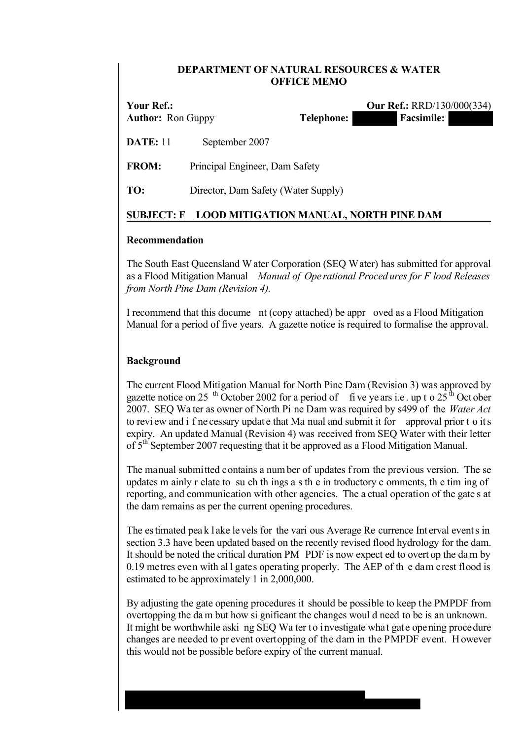**DEPARTMENT OF NATURAL RESOURCES & WATER**
**OFFICE MEMO**

**Your Ref.:** **Our Ref.:** RRD/130/000(334)
**Author:** Ron Guppy **Telephone:** **Facsimile:**

**DATE:** 11 September 2007

**FROM:** Principal Engineer, Dam Safety

**TO:** Director, Dam Safety (Water Supply)

**SUBJECT: FLOOD MITIGATION MANUAL, NORTH PINE DAM**

**Recommendation**

The South East Queensland Water Corporation (SEQ Water) has submitted for approval as a Flood Mitigation Manual *Manual of Operational Procedures for Flood Releases from North Pine Dam (Revision 4).*

I recommend that this document (copy attached) be approved as a Flood Mitigation Manual for a period of five years. A gazette notice is required to formalise the approval.

**Background**

The current Flood Mitigation Manual for North Pine Dam (Revision 3) was approved by gazette notice on 25th October 2002 for a period of five years i.e. up to 25th October 2007. SEQ Water as owner of North Pine Dam was required by s499 of the *Water Act* to review and if necessary update that Manual and submit it for approval prior to its expiry. An updated Manual (Revision 4) was received from SEQ Water with their letter of 5th September 2007 requesting that it be approved as a Flood Mitigation Manual.

The manual submitted contains a number of updates from the previous version. These updates mainly relate to such things as the introductory comments, the timing of reporting, and communication with other agencies. The actual operation of the gates at the dam remains as per the current opening procedures.

The estimated peak lake levels for the various Average Recurrence Interval events in section 3.3 have been updated based on the recently revised flood hydrology for the dam. It should be noted the critical duration PMPDF is now expected to overtop the dam by 0.19 metres even with all gates operating properly. The AEP of the dam crest flood is estimated to be approximately 1 in 2,000,000.

By adjusting the gate opening procedures it should be possible to keep the PMPDF from overtopping the dam but how significant the changes would need to be is an unknown. It might be worthwhile asking SEQ Water to investigate what gate opening procedure changes are needed to prevent overtopping of the dam in the PMPDF event. However this would not be possible before expiry of the current manual.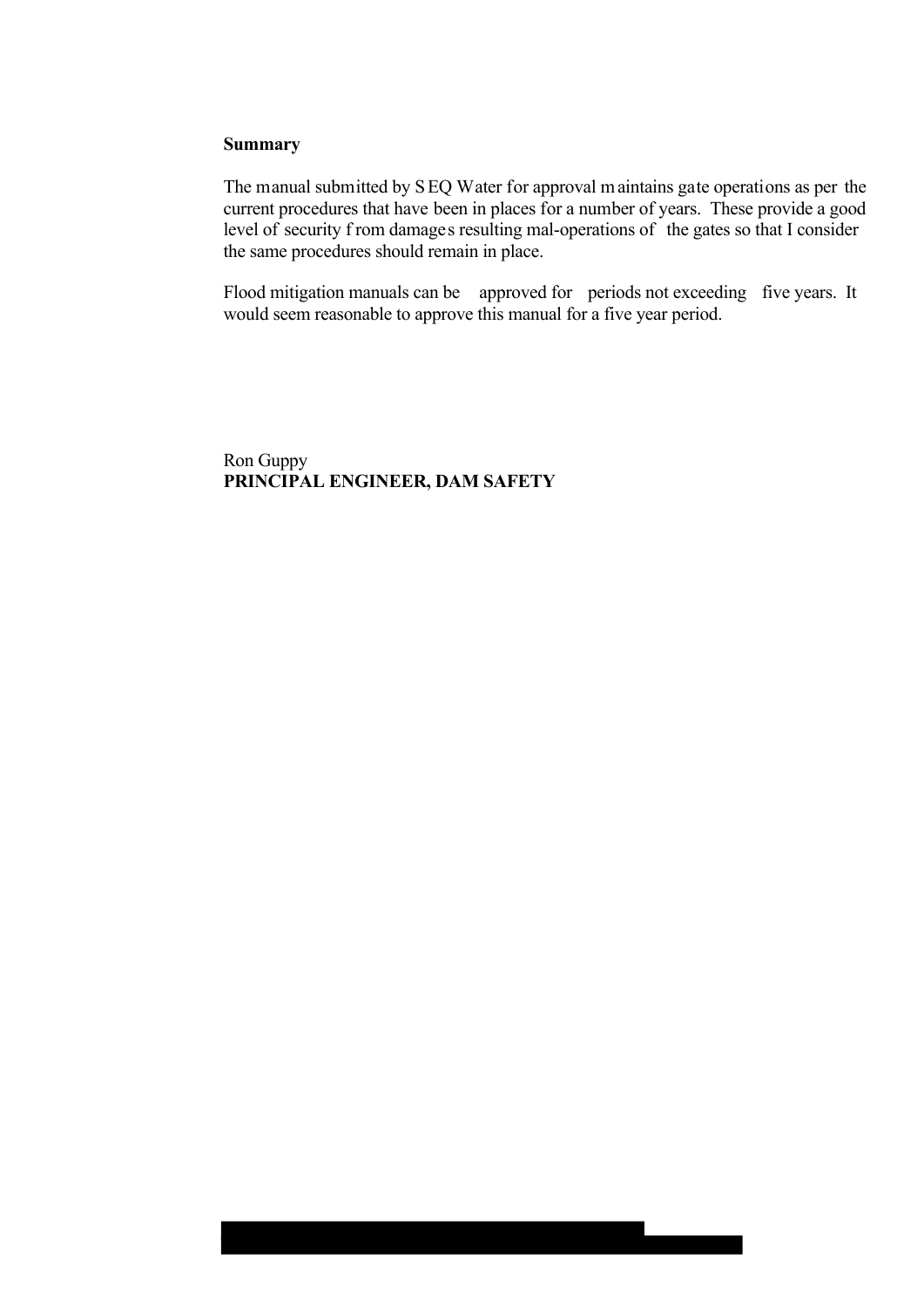**Summary**

The manual submitted by SEQ Water for approval maintains gate operations as per the current procedures that have been in places for a number of years. These provide a good level of security from damages resulting mal-operations of the gates so that I consider the same procedures should remain in place.

Flood mitigation manuals can be approved for periods not exceeding five years. It would seem reasonable to approve this manual for a five year period.

Ron Guppy
**PRINCIPAL ENGINEER, DAM SAFETY**